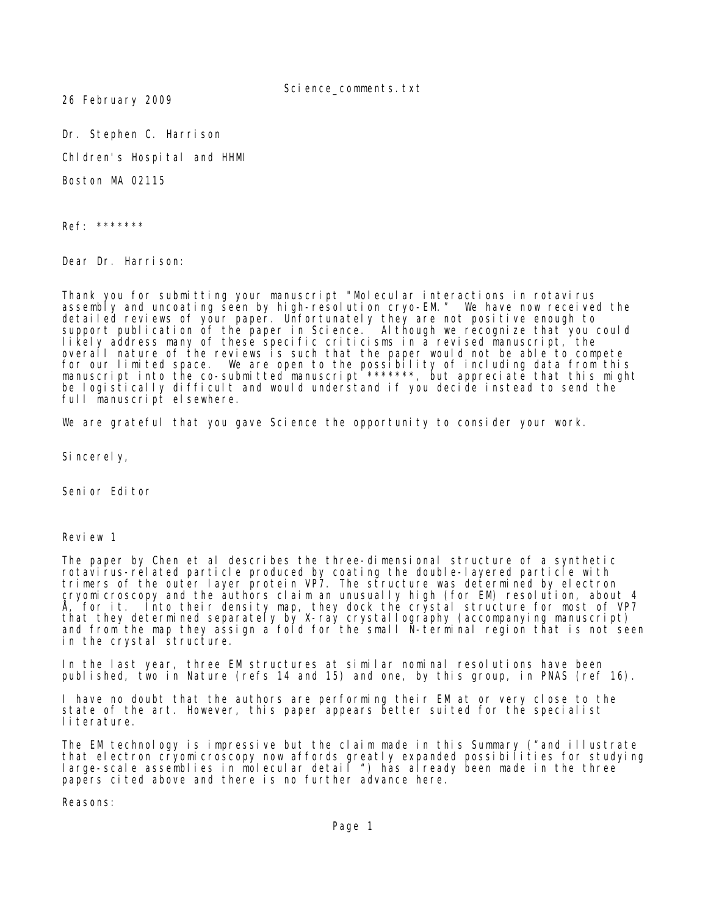26 February 2009

Dr. Stephen C. Harrison

Chldren's Hospital and HHMI

Boston MA 02115

Ref: *******

Dear Dr. Harrison:

Thank you for submitting your manuscript "Molecular interactions in rotavirus assembly and uncoating seen by high-resolution cryo-EM." We have now received the detailed reviews of your paper. Unfortunately they are not positive enough to support publication of the paper in Science. Although we recognize that you could likely address many of these specific criticisms in a revised manuscript, the overall nature of the reviews is such that the paper would not be able to compete for our limited space. We are open to the possibility of including data from this manuscript into the co-submitted manuscript *******, but appreciate that this might be logistically difficult and would understand if you decide instead to send the full manuscript elsewhere.

We are grateful that you gave Science the opportunity to consider your work.

Sincerely,

Senior Editor

Review 1

The paper by Chen et al describes the three-dimensional structure of a synthetic rotavirus-related particle produced by coating the double-layered particle with trimers of the outer layer protein VP7. The structure was determined by electron cryomicroscopy and the authors claim an unusually high (for EM) resolution, about 4 Å, for it. Into their density map, they dock the crystal structure for most of VP7 that they determined separately by X-ray crystallography (accompanying manuscript) and from the map they assign a fold for the small N-terminal region that is not seen in the crystal structure.

In the last year, three EM structures at similar nominal resolutions have been published, two in Nature (refs 14 and 15) and one, by this group, in PNAS (ref 16).

I have no doubt that the authors are performing their EM at or very close to the state of the art. However, this paper appears better suited for the specialist literature.

The EM technology is impressive but the claim made in this Summary ("and illustrate that electron cryomicroscopy now affords greatly expanded possibilities for studying large-scale assemblies in molecular detail ") has already been made in the three papers cited above and there is no further advance here.

Reasons: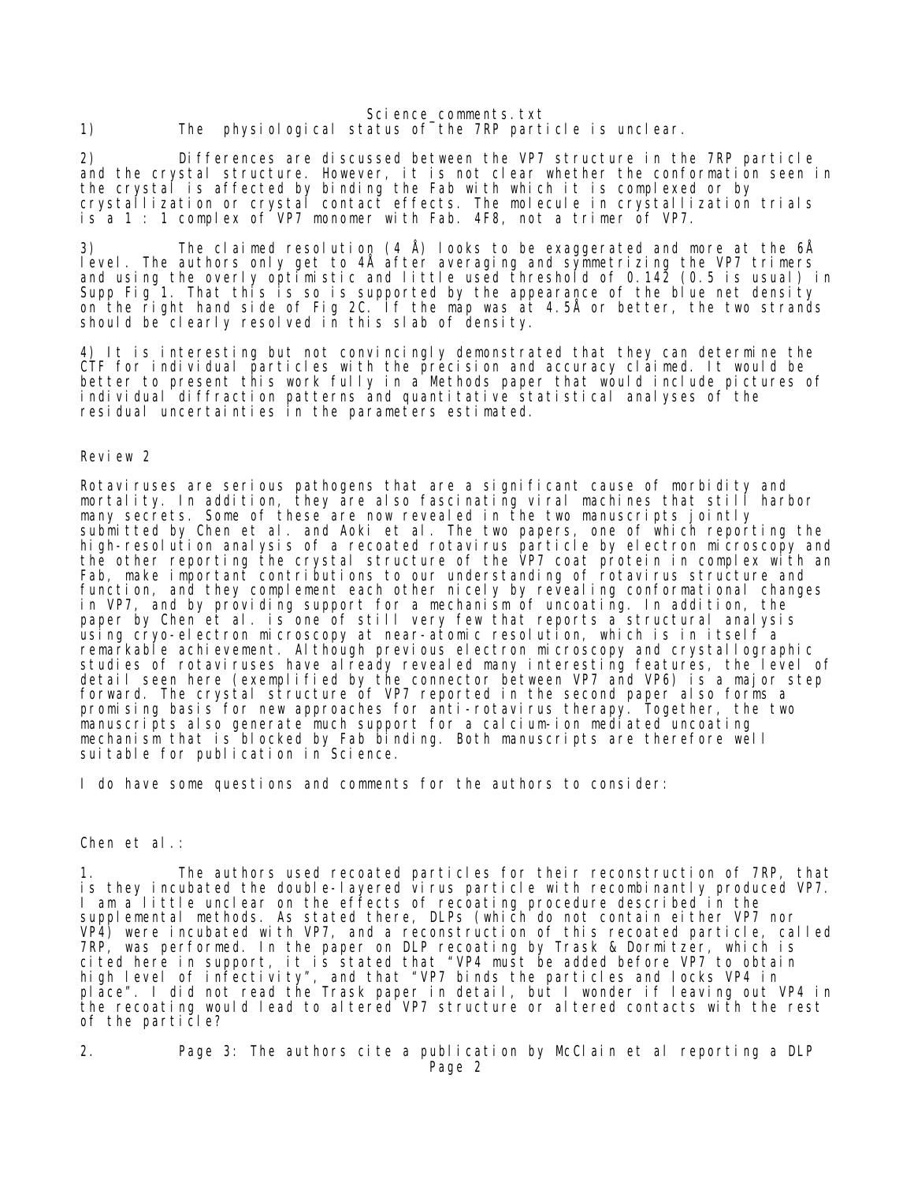1) The physiological status of the 7RP particle is unclear.

2) Differences are discussed between the VP7 structure in the 7RP particle and the crystal structure. However, it is not clear whether the conformation seen in the crystal is affected by binding the Fab with which it is complexed or by crystallization or crystal contact effects. The molecule in crystallization trials is a 1 : 1 complex of VP7 monomer with Fab. 4F8, not a trimer of VP7.

3) The claimed resolution (4 Å) looks to be exaggerated and more at the 6Å level. The authors only get to 4Å after averaging and symmetrizing the VP7 trimers and using the overly optimistic and little used threshold of 0.142 (0.5 is usual) in Supp Fig 1. That this is so is supported by the appearance of the blue net density on the right hand side of Fig 2C. If the map was at 4.5Å or better, the two strands should be clearly resolved in this slab of density.

4) It is interesting but not convincingly demonstrated that they can determine the CTF for individual particles with the precision and accuracy claimed. It would be better to present this work fully in a Methods paper that would include pictures of individual diffraction patterns and quantitative statistical analyses of the residual uncertainties in the parameters estimated.

## Review 2

Rotaviruses are serious pathogens that are a significant cause of morbidity and mortality. In addition, they are also fascinating viral machines that still harbor many secrets. Some of these are now revealed in the two manuscripts jointly submitted by Chen et al. and Aoki et al. The two papers, one of which reporting the high-resolution analysis of a recoated rotavirus particle by electron microscopy and the other reporting the crystal structure of the VP7 coat protein in complex with an Fab, make important contributions to our understanding of rotavirus structure and function, and they complement each other nicely by revealing conformational changes in VP7, and by providing support for a mechanism of uncoating. In addition, the paper by Chen et al. is one of still very few that reports a structural analysis using cryo-electron microscopy at near-atomic resolution, which is in itself a remarkable achievement. Although previous electron microscopy and crystallographic studies of rotaviruses have already revealed many interesting features, the level of detail seen here (exemplified by the connector between VP7 and VP6) is a major step forward. The crystal structure of VP7 reported in the second paper also forms a promising basis for new approaches for anti-rotavirus therapy. Together, the two manuscripts also generate much support for a calcium-ion mediated uncoating mechanism that is blocked by Fab binding. Both manuscripts are therefore well suitable for publication in Science.

I do have some questions and comments for the authors to consider:

Chen et al.:

1. The authors used recoated particles for their reconstruction of 7RP, that is they incubated the double-layered virus particle with recombinantly produced VP7. I am a little unclear on the effects of recoating procedure described in the supplemental methods. As stated there, DLPs (which do not contain either VP7 nor VP4) were incubated with VP7, and a reconstruction of this recoated particle, called 7RP, was performed. In the paper on DLP recoating by Trask & Dormitzer, which is cited here in support, it is stated that "VP4 must be added before VP7 to obtain high level of infectivity", and that "VP7 binds the particles and locks VP4 in place". I did not read the Trask paper in detail, but I wonder if leaving out VP4 in the recoating would lead to altered VP7 structure or altered contacts with the rest of the particle?

2. Page 3: The authors cite a publication by McClain et al reporting a DLP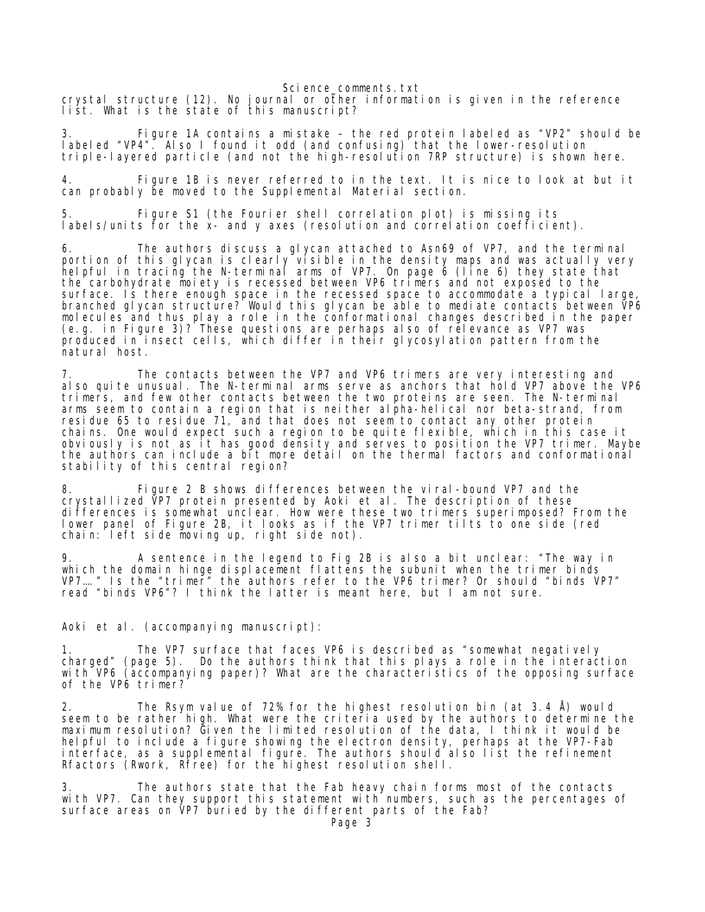crystal structure (12). No journal or other information is given in the reference list. What is the state of this manuscript?

3. Figure 1A contains a mistake – the red protein labeled as "VP2" should be labeled "VP4". Also I found it odd (and confusing) that the lower-resolution triple-layered particle (and not the high-resolution 7RP structure) is shown here.

4. Figure 1B is never referred to in the text. It is nice to look at but it can probably be moved to the Supplemental Material section.

5. Figure S1 (the Fourier shell correlation plot) is missing its labels/units for the x- and y axes (resolution and correlation coefficient).

6. The authors discuss a glycan attached to Asn69 of VP7, and the terminal portion of this glycan is clearly visible in the density maps and was actually very helpful in tracing the N-terminal arms of VP7. On page 6 (line 6) they state that the carbohydrate moiety is recessed between VP6 trimers and not exposed to the surface. Is there enough space in the recessed space to accommodate a typical large, branched glycan structure? Would this glycan be able to mediate contacts between VP6 molecules and thus play a role in the conformational changes described in the paper (e.g. in Figure 3)? These questions are perhaps also of relevance as VP7 was produced in insect cells, which differ in their glycosylation pattern from the natural host.

7. The contacts between the VP7 and VP6 trimers are very interesting and also quite unusual. The N-terminal arms serve as anchors that hold VP7 above the VP6 trimers, and few other contacts between the two proteins are seen. The N-terminal arms seem to contain a region that is neither alpha-helical nor beta-strand, from residue 65 to residue 71, and that does not seem to contact any other protein chains. One would expect such a region to be quite flexible, which in this case it obviously is not as it has good density and serves to position the VP7 trimer. Maybe the authors can include a bit more detail on the thermal factors and conformational stability of this central region?

8. Figure 2 B shows differences between the viral-bound VP7 and the crystallized VP7 protein presented by Aoki et al. The description of these differences is somewhat unclear. How were these two trimers superimposed? From the lower panel of Figure 2B, it looks as if the VP7 trimer tilts to one side (red chain: left side moving up, right side not).

9. A sentence in the legend to Fig 2B is also a bit unclear: "The way in which the domain hinge displacement flattens the subunit when the trimer binds VP7…." Is the "trimer" the authors refer to the VP6 trimer? Or should "binds VP7" read "binds VP6"? I think the latter is meant here, but I am not sure.

Aoki et al. (accompanying manuscript):

1. The VP7 surface that faces VP6 is described as "somewhat negatively charged" (page 5). Do the authors think that this plays a role in the interaction with VP6 (accompanying paper)? What are the characteristics of the opposing surface of the VP6 trimer?

2. The Rsym value of 72% for the highest resolution bin (at 3.4 Å) would seem to be rather high. What were the criteria used by the authors to determine the maximum resolution? Given the limited resolution of the data, I think it would be helpful to include a figure showing the electron density, perhaps at the VP7-Fab interface, as a supplemental figure. The authors should also list the refinement Rfactors (Rwork, Rfree) for the highest resolution shell.

3. The authors state that the Fab heavy chain forms most of the contacts with VP7. Can they support this statement with numbers, such as the percentages of surface areas on VP7 buried by the different parts of the Fab?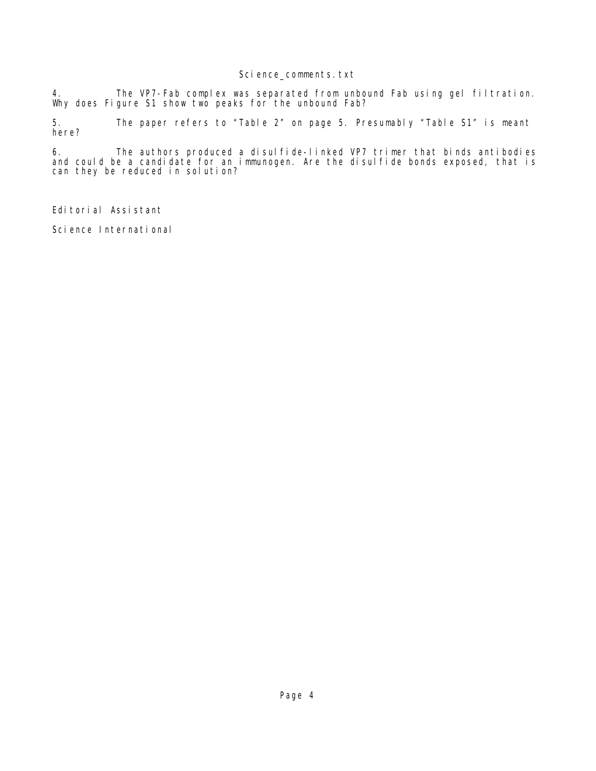4. The VP7-Fab complex was separated from unbound Fab using gel filtration. Why does Figure S1 show two peaks for the unbound Fab?

5. The paper refers to “Table 2” on page 5. Presumably “Table S1” is meant here?

6. The authors produced a disulfide-linked VP7 trimer that binds antibodies and could be a candidate for an immunogen. Are the disulfide bonds exposed, that is can they be reduced in solution?

Editorial Assistant

Science International